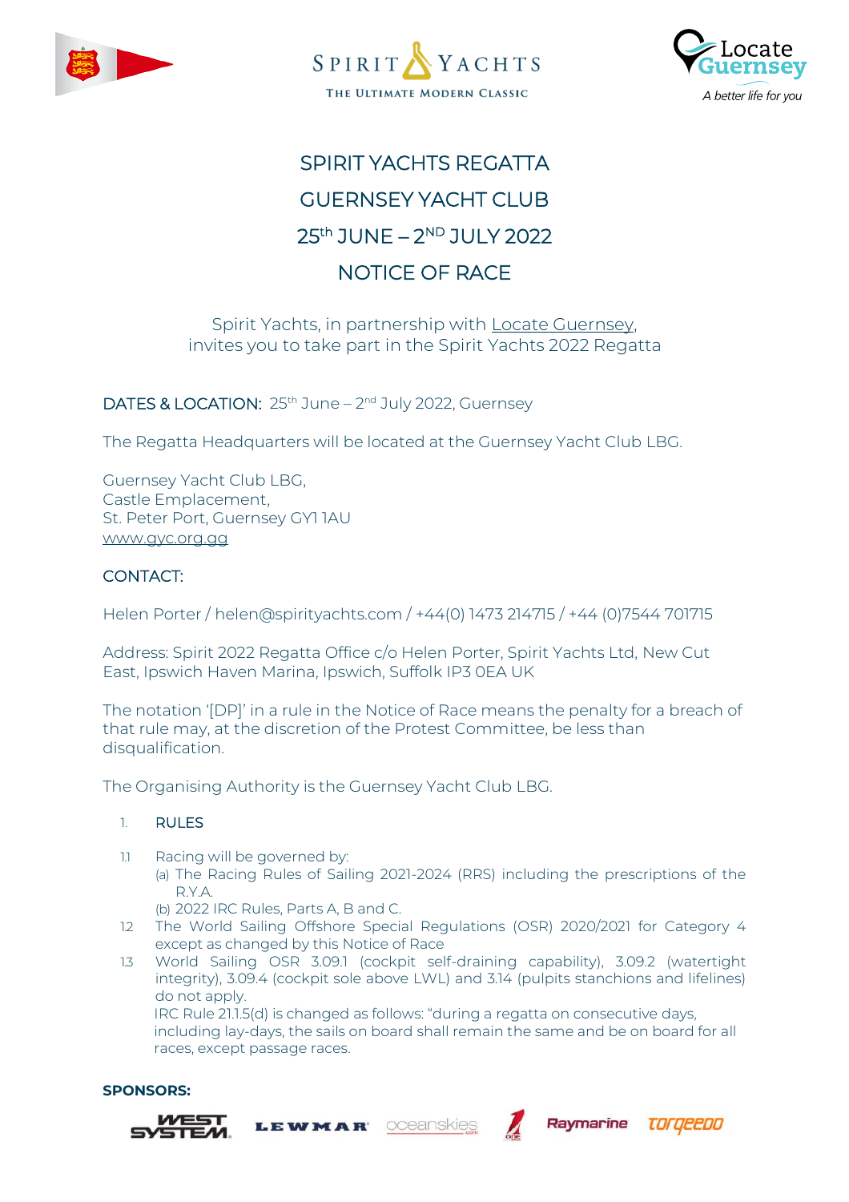# SPIRIT YACHTS REGATTA

# GUERNSEY YACHT CLUB

# 25th JUNE – 2ND JULY 2022

# NOTICE OF RACE

Spirit Yachts, in partnership with Locate Guernsey,
invites you to take part in the Spirit Yachts 2022 Regatta

DATES & LOCATION: 25th June – 2nd July 2022, Guernsey

The Regatta Headquarters will be located at the Guernsey Yacht Club LBG.

Guernsey Yacht Club LBG,
Castle Emplacement,
St. Peter Port, Guernsey GY1 1AU
www.gyc.org.gg

CONTACT:

Helen Porter / helen@spirityachts.com / +44(0) 1473 214715 / +44 (0)7544 701715

Address: Spirit 2022 Regatta Office c/o Helen Porter, Spirit Yachts Ltd, New Cut East, Ipswich Haven Marina, Ipswich, Suffolk IP3 0EA UK

The notation '[DP]' in a rule in the Notice of Race means the penalty for a breach of that rule may, at the discretion of the Protest Committee, be less than disqualification.

The Organising Authority is the Guernsey Yacht Club LBG.

## 1. RULES

1.1 Racing will be governed by:
- (a) The Racing Rules of Sailing 2021-2024 (RRS) including the prescriptions of the R.Y.A.
- (b) 2022 IRC Rules, Parts A, B and C.

1.2 The World Sailing Offshore Special Regulations (OSR) 2020/2021 for Category 4 except as changed by this Notice of Race

1.3 World Sailing OSR 3.09.1 (cockpit self-draining capability), 3.09.2 (watertight integrity), 3.09.4 (cockpit sole above LWL) and 3.14 (pulpits stanchions and lifelines) do not apply.
IRC Rule 21.1.5(d) is changed as follows: "during a regatta on consecutive days, including lay-days, the sails on board shall remain the same and be on board for all races, except passage races.

**SPONSORS:**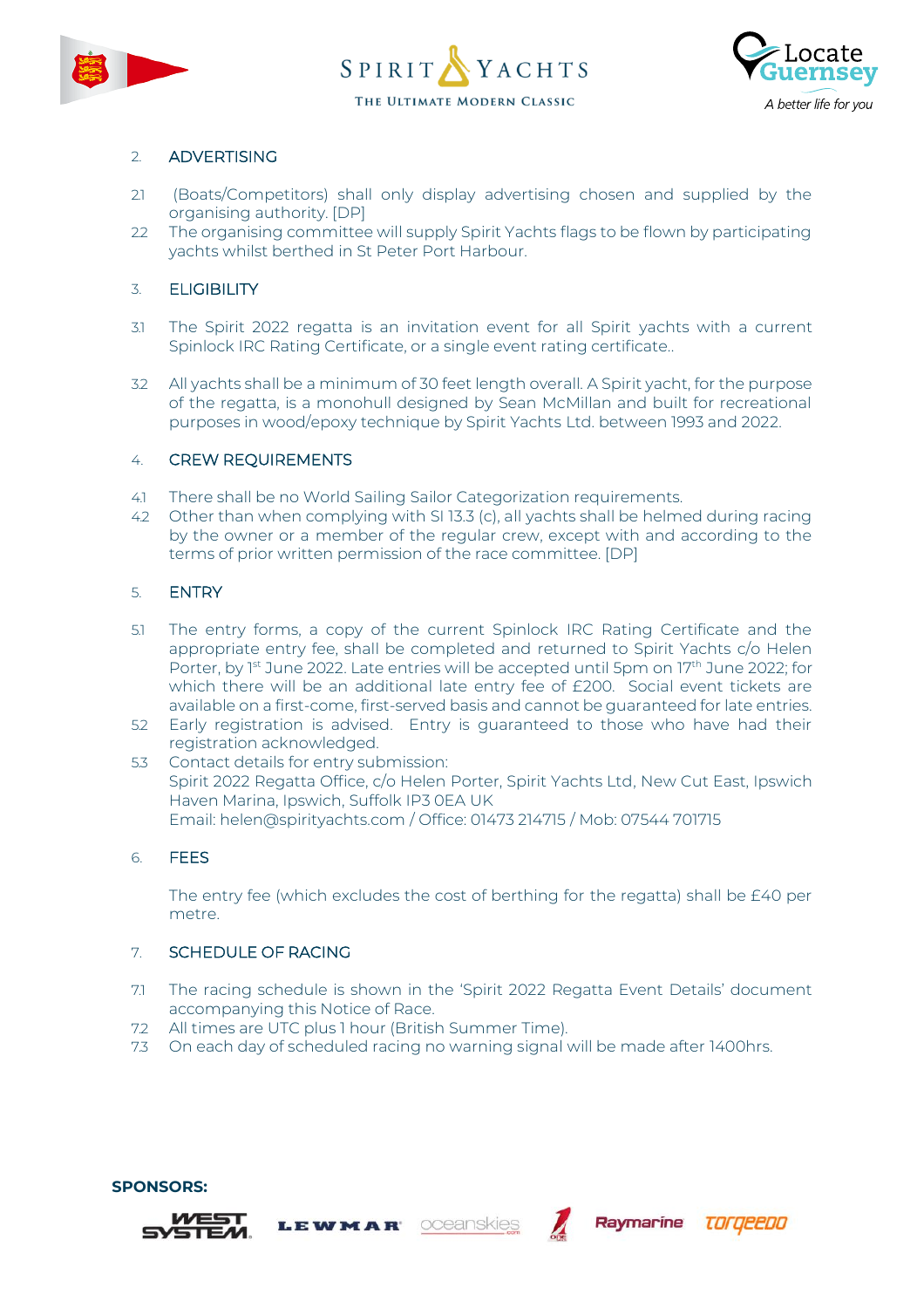## 2. ADVERTISING

2.1 (Boats/Competitors) shall only display advertising chosen and supplied by the organising authority. [DP]

2.2 The organising committee will supply Spirit Yachts flags to be flown by participating yachts whilst berthed in St Peter Port Harbour.

## 3. ELIGIBILITY

3.1 The Spirit 2022 regatta is an invitation event for all Spirit yachts with a current Spinlock IRC Rating Certificate, or a single event rating certificate..

3.2 All yachts shall be a minimum of 30 feet length overall. A Spirit yacht, for the purpose of the regatta, is a monohull designed by Sean McMillan and built for recreational purposes in wood/epoxy technique by Spirit Yachts Ltd. between 1993 and 2022.

## 4. CREW REQUIREMENTS

4.1 There shall be no World Sailing Sailor Categorization requirements.

4.2 Other than when complying with SI 13.3 (c), all yachts shall be helmed during racing by the owner or a member of the regular crew, except with and according to the terms of prior written permission of the race committee. [DP]

## 5. ENTRY

5.1 The entry forms, a copy of the current Spinlock IRC Rating Certificate and the appropriate entry fee, shall be completed and returned to Spirit Yachts c/o Helen Porter, by 1st June 2022. Late entries will be accepted until 5pm on 17th June 2022; for which there will be an additional late entry fee of £200. Social event tickets are available on a first-come, first-served basis and cannot be guaranteed for late entries.

5.2 Early registration is advised. Entry is guaranteed to those who have had their registration acknowledged.

5.3 Contact details for entry submission:
Spirit 2022 Regatta Office, c/o Helen Porter, Spirit Yachts Ltd, New Cut East, Ipswich Haven Marina, Ipswich, Suffolk IP3 0EA UK
Email: helen@spirityachts.com / Office: 01473 214715 / Mob: 07544 701715

## 6. FEES

The entry fee (which excludes the cost of berthing for the regatta) shall be £40 per metre.

## 7. SCHEDULE OF RACING

7.1 The racing schedule is shown in the 'Spirit 2022 Regatta Event Details' document accompanying this Notice of Race.

7.2 All times are UTC plus 1 hour (British Summer Time).

7.3 On each day of scheduled racing no warning signal will be made after 1400hrs.

**SPONSORS:**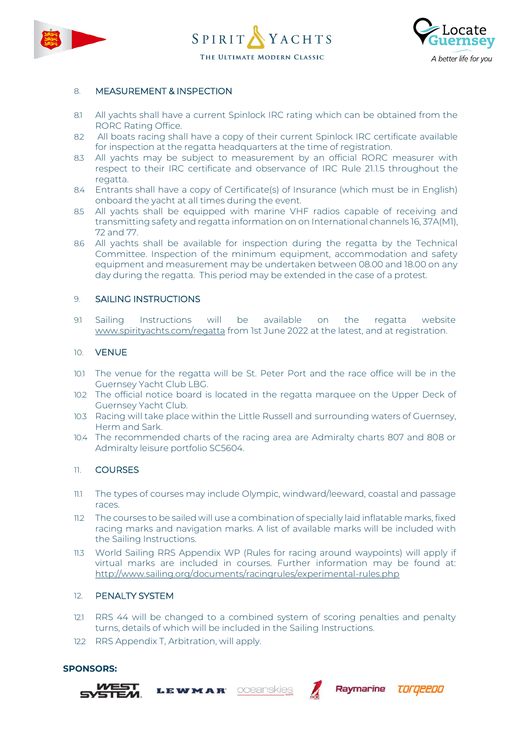## 8. MEASUREMENT & INSPECTION

8.1 All yachts shall have a current Spinlock IRC rating which can be obtained from the RORC Rating Office.

8.2 All boats racing shall have a copy of their current Spinlock IRC certificate available for inspection at the regatta headquarters at the time of registration.

8.3 All yachts may be subject to measurement by an official RORC measurer with respect to their IRC certificate and observance of IRC Rule 21.1.5 throughout the regatta.

8.4 Entrants shall have a copy of Certificate(s) of Insurance (which must be in English) onboard the yacht at all times during the event.

8.5 All yachts shall be equipped with marine VHF radios capable of receiving and transmitting safety and regatta information on on International channels 16, 37A(M1), 72 and 77.

8.6 All yachts shall be available for inspection during the regatta by the Technical Committee. Inspection of the minimum equipment, accommodation and safety equipment and measurement may be undertaken between 08.00 and 18.00 on any day during the regatta. This period may be extended in the case of a protest.

## 9. SAILING INSTRUCTIONS

9.1 Sailing Instructions will be available on the regatta website www.spirityachts.com/regatta from 1st June 2022 at the latest, and at registration.

## 10. VENUE

10.1 The venue for the regatta will be St. Peter Port and the race office will be in the Guernsey Yacht Club LBG.

10.2 The official notice board is located in the regatta marquee on the Upper Deck of Guernsey Yacht Club.

10.3 Racing will take place within the Little Russell and surrounding waters of Guernsey, Herm and Sark.

10.4 The recommended charts of the racing area are Admiralty charts 807 and 808 or Admiralty leisure portfolio SC5604.

## 11. COURSES

11.1 The types of courses may include Olympic, windward/leeward, coastal and passage races.

11.2 The courses to be sailed will use a combination of specially laid inflatable marks, fixed racing marks and navigation marks. A list of available marks will be included with the Sailing Instructions.

11.3 World Sailing RRS Appendix WP (Rules for racing around waypoints) will apply if virtual marks are included in courses. Further information may be found at: http://www.sailing.org/documents/racingrules/experimental-rules.php

## 12. PENALTY SYSTEM

12.1 RRS 44 will be changed to a combined system of scoring penalties and penalty turns, details of which will be included in the Sailing Instructions.

12.2 RRS Appendix T, Arbitration, will apply.

**SPONSORS:**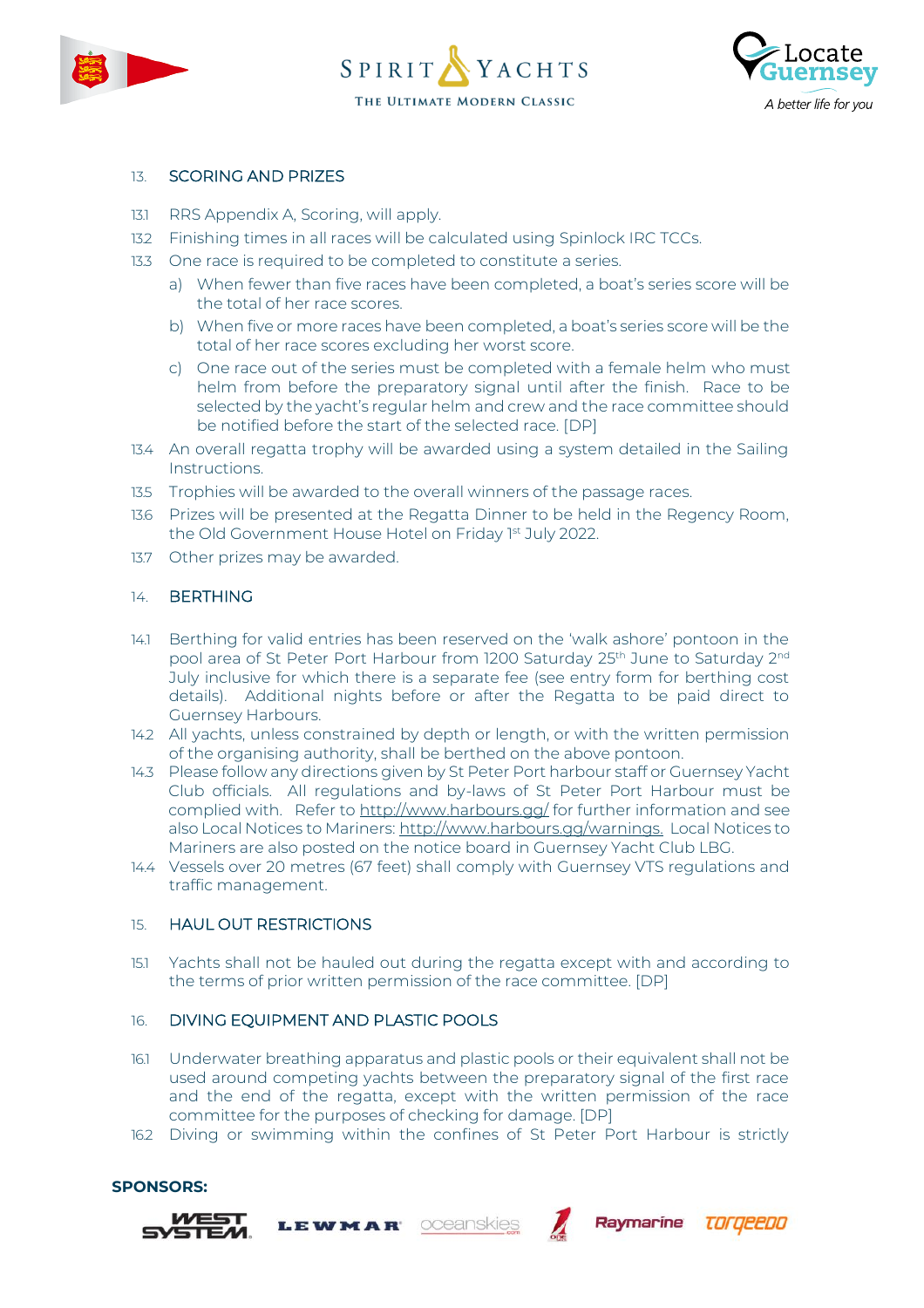## 13. SCORING AND PRIZES

13.1 RRS Appendix A, Scoring, will apply.

13.2 Finishing times in all races will be calculated using Spinlock IRC TCCs.

13.3 One race is required to be completed to constitute a series.

a) When fewer than five races have been completed, a boat's series score will be the total of her race scores.

b) When five or more races have been completed, a boat's series score will be the total of her race scores excluding her worst score.

c) One race out of the series must be completed with a female helm who must helm from before the preparatory signal until after the finish. Race to be selected by the yacht's regular helm and crew and the race committee should be notified before the start of the selected race. [DP]

13.4 An overall regatta trophy will be awarded using a system detailed in the Sailing Instructions.

13.5 Trophies will be awarded to the overall winners of the passage races.

13.6 Prizes will be presented at the Regatta Dinner to be held in the Regency Room, the Old Government House Hotel on Friday 1st July 2022.

13.7 Other prizes may be awarded.

## 14. BERTHING

14.1 Berthing for valid entries has been reserved on the 'walk ashore' pontoon in the pool area of St Peter Port Harbour from 1200 Saturday 25th June to Saturday 2nd July inclusive for which there is a separate fee (see entry form for berthing cost details). Additional nights before or after the Regatta to be paid direct to Guernsey Harbours.

14.2 All yachts, unless constrained by depth or length, or with the written permission of the organising authority, shall be berthed on the above pontoon.

14.3 Please follow any directions given by St Peter Port harbour staff or Guernsey Yacht Club officials. All regulations and by-laws of St Peter Port Harbour must be complied with. Refer to http://www.harbours.gg/ for further information and see also Local Notices to Mariners: http://www.harbours.gg/warnings. Local Notices to Mariners are also posted on the notice board in Guernsey Yacht Club LBG.

14.4 Vessels over 20 metres (67 feet) shall comply with Guernsey VTS regulations and traffic management.

## 15. HAUL OUT RESTRICTIONS

15.1 Yachts shall not be hauled out during the regatta except with and according to the terms of prior written permission of the race committee. [DP]

## 16. DIVING EQUIPMENT AND PLASTIC POOLS

16.1 Underwater breathing apparatus and plastic pools or their equivalent shall not be used around competing yachts between the preparatory signal of the first race and the end of the regatta, except with the written permission of the race committee for the purposes of checking for damage. [DP]

16.2 Diving or swimming within the confines of St Peter Port Harbour is strictly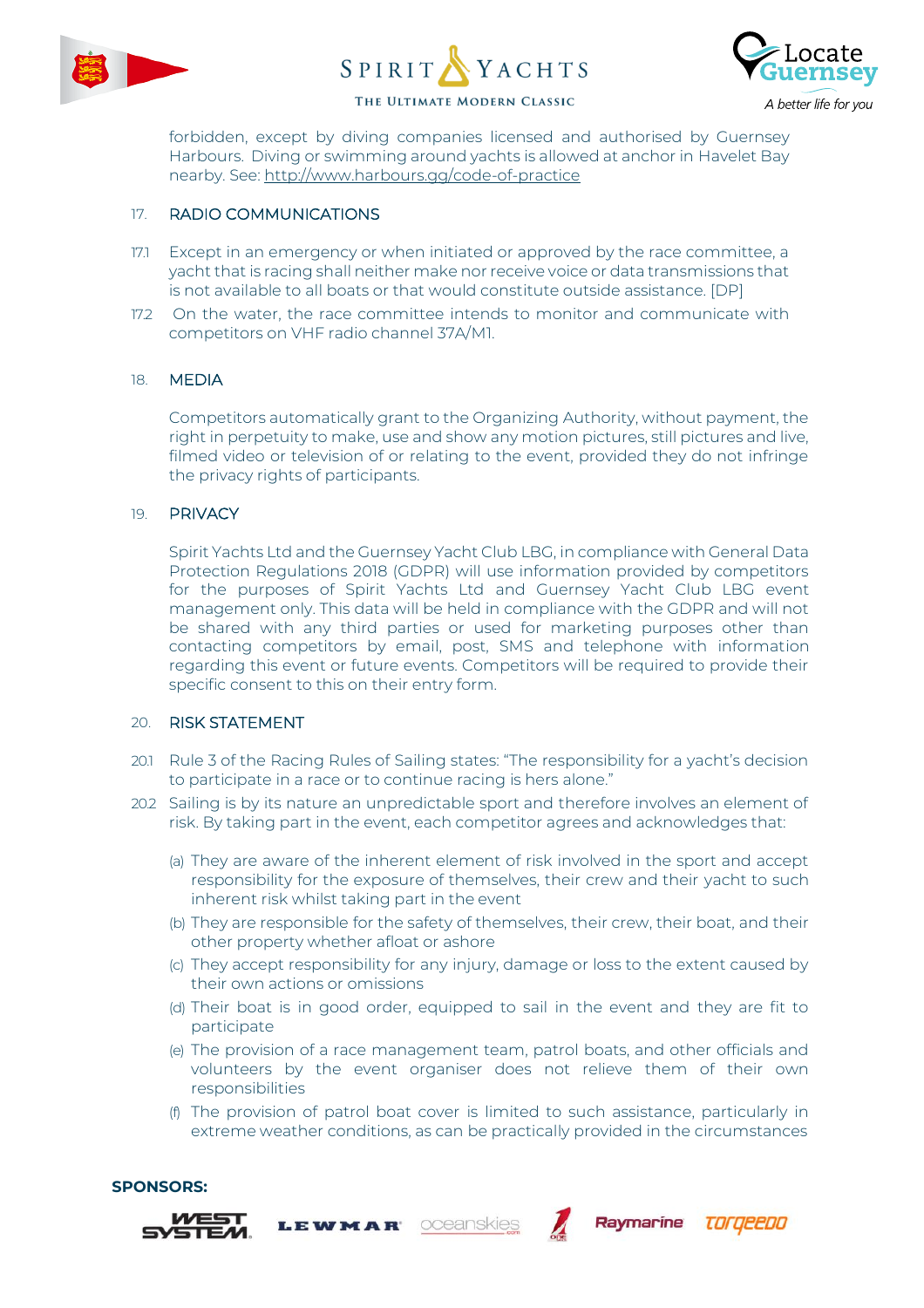forbidden, except by diving companies licensed and authorised by Guernsey Harbours. Diving or swimming around yachts is allowed at anchor in Havelet Bay nearby. See: http://www.harbours.gg/code-of-practice

## 17. RADIO COMMUNICATIONS

17.1 Except in an emergency or when initiated or approved by the race committee, a yacht that is racing shall neither make nor receive voice or data transmissions that is not available to all boats or that would constitute outside assistance. [DP]

17.2 On the water, the race committee intends to monitor and communicate with competitors on VHF radio channel 37A/M1.

## 18. MEDIA

Competitors automatically grant to the Organizing Authority, without payment, the right in perpetuity to make, use and show any motion pictures, still pictures and live, filmed video or television of or relating to the event, provided they do not infringe the privacy rights of participants.

## 19. PRIVACY

Spirit Yachts Ltd and the Guernsey Yacht Club LBG, in compliance with General Data Protection Regulations 2018 (GDPR) will use information provided by competitors for the purposes of Spirit Yachts Ltd and Guernsey Yacht Club LBG event management only. This data will be held in compliance with the GDPR and will not be shared with any third parties or used for marketing purposes other than contacting competitors by email, post, SMS and telephone with information regarding this event or future events. Competitors will be required to provide their specific consent to this on their entry form.

## 20. RISK STATEMENT

20.1 Rule 3 of the Racing Rules of Sailing states: "The responsibility for a yacht's decision to participate in a race or to continue racing is hers alone."

20.2 Sailing is by its nature an unpredictable sport and therefore involves an element of risk. By taking part in the event, each competitor agrees and acknowledges that:

(a) They are aware of the inherent element of risk involved in the sport and accept responsibility for the exposure of themselves, their crew and their yacht to such inherent risk whilst taking part in the event

(b) They are responsible for the safety of themselves, their crew, their boat, and their other property whether afloat or ashore

(c) They accept responsibility for any injury, damage or loss to the extent caused by their own actions or omissions

(d) Their boat is in good order, equipped to sail in the event and they are fit to participate

(e) The provision of a race management team, patrol boats, and other officials and volunteers by the event organiser does not relieve them of their own responsibilities

(f) The provision of patrol boat cover is limited to such assistance, particularly in extreme weather conditions, as can be practically provided in the circumstances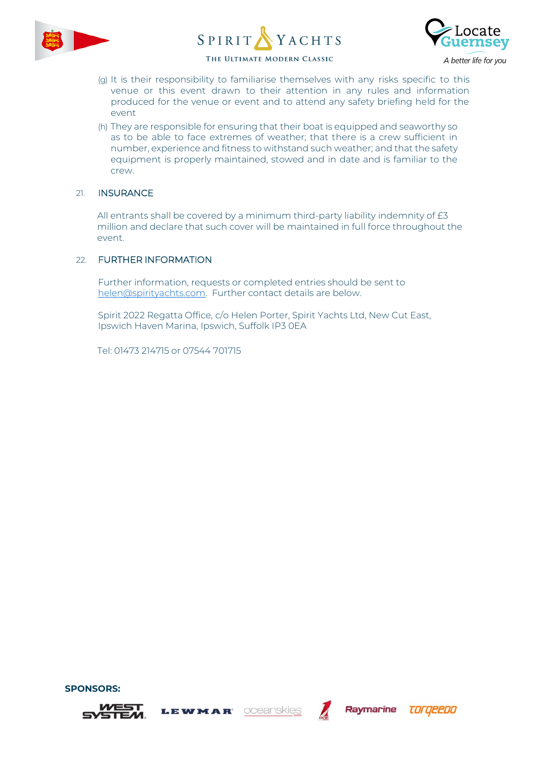(g) It is their responsibility to familiarise themselves with any risks specific to this venue or this event drawn to their attention in any rules and information produced for the venue or event and to attend any safety briefing held for the event

(h) They are responsible for ensuring that their boat is equipped and seaworthy so as to be able to face extremes of weather; that there is a crew sufficient in number, experience and fitness to withstand such weather; and that the safety equipment is properly maintained, stowed and in date and is familiar to the crew.

## 21. INSURANCE

All entrants shall be covered by a minimum third-party liability indemnity of £3 million and declare that such cover will be maintained in full force throughout the event.

## 22. FURTHER INFORMATION

Further information, requests or completed entries should be sent to helen@spirityachts.com. Further contact details are below.

Spirit 2022 Regatta Office, c/o Helen Porter, Spirit Yachts Ltd, New Cut East, Ipswich Haven Marina, Ipswich, Suffolk IP3 0EA

Tel: 01473 214715 or 07544 701715

**SPONSORS:**

WEST SYSTEM LEWMAR oceanskies Raymarine torqeedo